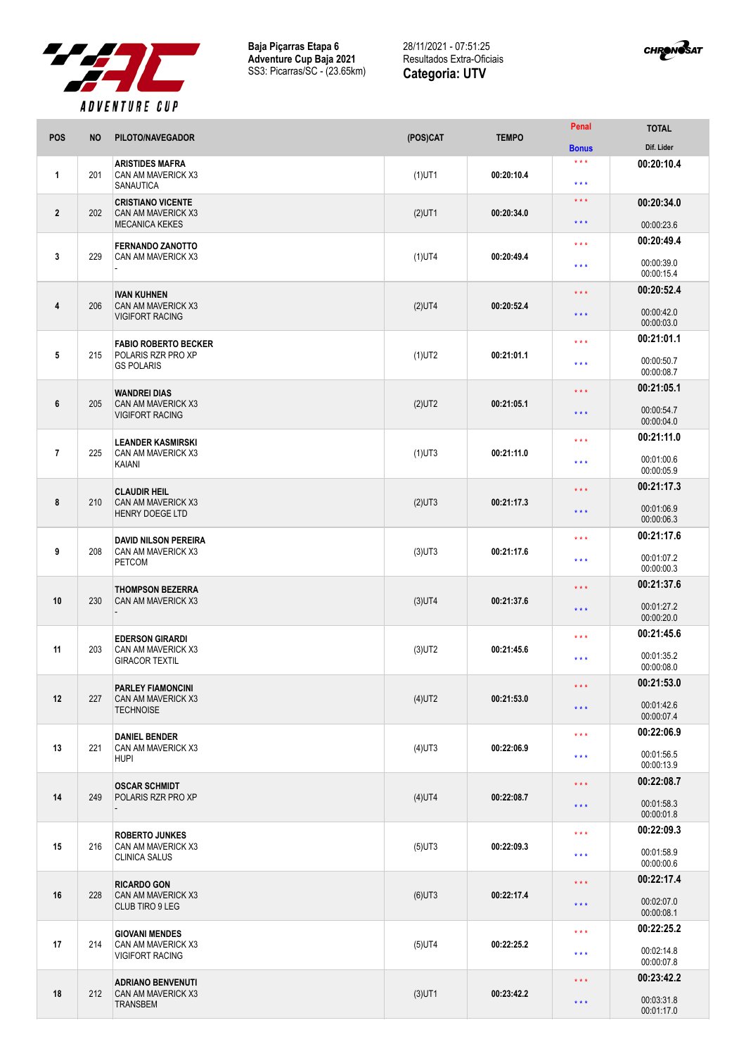**Baja Piçarras Etapa 6**
**Adventure Cup Baja 2021**
SS3: Picarras/SC - (23.65km)

28/11/2021 - 07:51:25
Resultados Extra-Oficiais
**Categoria: UTV**

| POS | NO | PILOTO/NAVEGADOR | (POS)CAT | TEMPO | Penal / Bonus | TOTAL / Dif. Lider |
|---|---|---|---|---|---|---|
| 1 | 201 | **ARISTIDES MAFRA** CAN AM MAVERICK X3 SANAUTICA | (1)UT1 | **00:20:10.4** | \*\*\* \*\*\* | **00:20:10.4** |
| 2 | 202 | **CRISTIANO VICENTE** CAN AM MAVERICK X3 MECANICA KEKES | (2)UT1 | **00:20:34.0** | \*\*\* \*\*\* | **00:20:34.0** 00:00:23.6 |
| 3 | 229 | **FERNANDO ZANOTTO** CAN AM MAVERICK X3 - | (1)UT4 | **00:20:49.4** | \*\*\* \*\*\* | **00:20:49.4** 00:00:39.0 00:00:15.4 |
| 4 | 206 | **IVAN KUHNEN** CAN AM MAVERICK X3 VIGIFORT RACING | (2)UT4 | **00:20:52.4** | \*\*\* \*\*\* | **00:20:52.4** 00:00:42.0 00:00:03.0 |
| 5 | 215 | **FABIO ROBERTO BECKER** POLARIS RZR PRO XP GS POLARIS | (1)UT2 | **00:21:01.1** | \*\*\* \*\*\* | **00:21:01.1** 00:00:50.7 00:00:08.7 |
| 6 | 205 | **WANDREI DIAS** CAN AM MAVERICK X3 VIGIFORT RACING | (2)UT2 | **00:21:05.1** | \*\*\* \*\*\* | **00:21:05.1** 00:00:54.7 00:00:04.0 |
| 7 | 225 | **LEANDER KASMIRSKI** CAN AM MAVERICK X3 KAIANI | (1)UT3 | **00:21:11.0** | \*\*\* \*\*\* | **00:21:11.0** 00:01:00.6 00:00:05.9 |
| 8 | 210 | **CLAUDIR HEIL** CAN AM MAVERICK X3 HENRY DOEGE LTD | (2)UT3 | **00:21:17.3** | \*\*\* \*\*\* | **00:21:17.3** 00:01:06.9 00:00:06.3 |
| 9 | 208 | **DAVID NILSON PEREIRA** CAN AM MAVERICK X3 PETCOM | (3)UT3 | **00:21:17.6** | \*\*\* \*\*\* | **00:21:17.6** 00:01:07.2 00:00:00.3 |
| 10 | 230 | **THOMPSON BEZERRA** CAN AM MAVERICK X3 - | (3)UT4 | **00:21:37.6** | \*\*\* \*\*\* | **00:21:37.6** 00:01:27.2 00:00:20.0 |
| 11 | 203 | **EDERSON GIRARDI** CAN AM MAVERICK X3 GIRACOR TEXTIL | (3)UT2 | **00:21:45.6** | \*\*\* \*\*\* | **00:21:45.6** 00:01:35.2 00:00:08.0 |
| 12 | 227 | **PARLEY FIAMONCINI** CAN AM MAVERICK X3 TECHNOISE | (4)UT2 | **00:21:53.0** | \*\*\* \*\*\* | **00:21:53.0** 00:01:42.6 00:00:07.4 |
| 13 | 221 | **DANIEL BENDER** CAN AM MAVERICK X3 HUPI | (4)UT3 | **00:22:06.9** | \*\*\* \*\*\* | **00:22:06.9** 00:01:56.5 00:00:13.9 |
| 14 | 249 | **OSCAR SCHMIDT** POLARIS RZR PRO XP - | (4)UT4 | **00:22:08.7** | \*\*\* \*\*\* | **00:22:08.7** 00:01:58.3 00:00:01.8 |
| 15 | 216 | **ROBERTO JUNKES** CAN AM MAVERICK X3 CLINICA SALUS | (5)UT3 | **00:22:09.3** | \*\*\* \*\*\* | **00:22:09.3** 00:01:58.9 00:00:00.6 |
| 16 | 228 | **RICARDO GON** CAN AM MAVERICK X3 CLUB TIRO 9 LEG | (6)UT3 | **00:22:17.4** | \*\*\* \*\*\* | **00:22:17.4** 00:02:07.0 00:00:08.1 |
| 17 | 214 | **GIOVANI MENDES** CAN AM MAVERICK X3 VIGIFORT RACING | (5)UT4 | **00:22:25.2** | \*\*\* \*\*\* | **00:22:25.2** 00:02:14.8 00:00:07.8 |
| 18 | 212 | **ADRIANO BENVENUTI** CAN AM MAVERICK X3 TRANSBEM | (3)UT1 | **00:23:42.2** | \*\*\* \*\*\* | **00:23:42.2** 00:03:31.8 00:01:17.0 |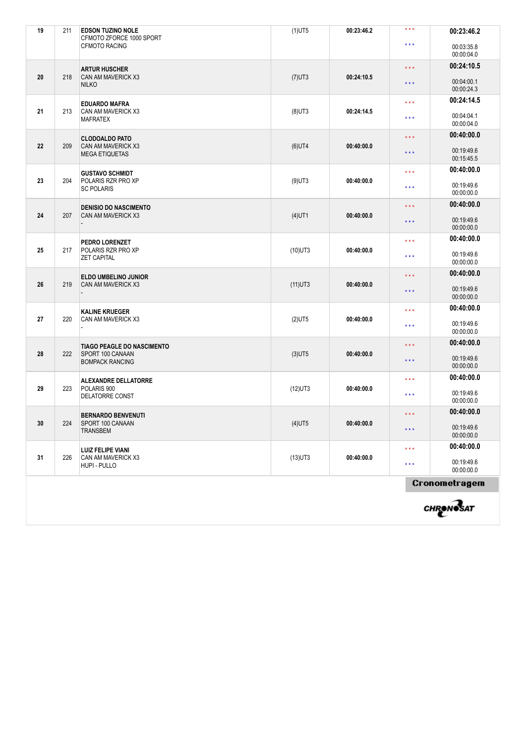| | | | | | | |
|---|---|---|---|---|---|---|
| 19 | 211 | **EDSON TUZINO NOLE**<br>CFMOTO ZFORCE 1000 SPORT<br>CFMOTO RACING | (1)UT5 | 00:23:46.2 | \*\*\*<br>\*\*\* | **00:23:46.2**<br>00:03:35.8<br>00:00:04.0 |
| 20 | 218 | **ARTUR HUSCHER**<br>CAN AM MAVERICK X3<br>NILKO | (7)UT3 | 00:24:10.5 | \*\*\*<br>\*\*\* | **00:24:10.5**<br>00:04:00.1<br>00:00:24.3 |
| 21 | 213 | **EDUARDO MAFRA**<br>CAN AM MAVERICK X3<br>MAFRATEX | (8)UT3 | 00:24:14.5 | \*\*\*<br>\*\*\* | **00:24:14.5**<br>00:04:04.1<br>00:00:04.0 |
| 22 | 209 | **CLODOALDO PATO**<br>CAN AM MAVERICK X3<br>MEGA ETIQUETAS | (6)UT4 | 00:40:00.0 | \*\*\*<br>\*\*\* | **00:40:00.0**<br>00:19:49.6<br>00:15:45.5 |
| 23 | 204 | **GUSTAVO SCHMIDT**<br>POLARIS RZR PRO XP<br>SC POLARIS | (9)UT3 | 00:40:00.0 | \*\*\*<br>\*\*\* | **00:40:00.0**<br>00:19:49.6<br>00:00:00.0 |
| 24 | 207 | **DENISIO DO NASCIMENTO**<br>CAN AM MAVERICK X3<br>- | (4)UT1 | 00:40:00.0 | \*\*\*<br>\*\*\* | **00:40:00.0**<br>00:19:49.6<br>00:00:00.0 |
| 25 | 217 | **PEDRO LORENZET**<br>POLARIS RZR PRO XP<br>ZET CAPITAL | (10)UT3 | 00:40:00.0 | \*\*\*<br>\*\*\* | **00:40:00.0**<br>00:19:49.6<br>00:00:00.0 |
| 26 | 219 | **ELDO UMBELINO JUNIOR**<br>CAN AM MAVERICK X3<br>- | (11)UT3 | 00:40:00.0 | \*\*\*<br>\*\*\* | **00:40:00.0**<br>00:19:49.6<br>00:00:00.0 |
| 27 | 220 | **KALINE KRUEGER**<br>CAN AM MAVERICK X3<br>- | (2)UT5 | 00:40:00.0 | \*\*\*<br>\*\*\* | **00:40:00.0**<br>00:19:49.6<br>00:00:00.0 |
| 28 | 222 | **TIAGO PEAGLE DO NASCIMENTO**<br>SPORT 100 CANAAN<br>BOMPACK RANCING | (3)UT5 | 00:40:00.0 | \*\*\*<br>\*\*\* | **00:40:00.0**<br>00:19:49.6<br>00:00:00.0 |
| 29 | 223 | **ALEXANDRE DELLATORRE**<br>POLARIS 900<br>DELATORRE CONST | (12)UT3 | 00:40:00.0 | \*\*\*<br>\*\*\* | **00:40:00.0**<br>00:19:49.6<br>00:00:00.0 |
| 30 | 224 | **BERNARDO BENVENUTI**<br>SPORT 100 CANAAN<br>TRANSBEM | (4)UT5 | 00:40:00.0 | \*\*\*<br>\*\*\* | **00:40:00.0**<br>00:19:49.6<br>00:00:00.0 |
| 31 | 226 | **LUIZ FELIPE VIANI**<br>CAN AM MAVERICK X3<br>HUPI - PULLO | (13)UT3 | 00:40:00.0 | \*\*\*<br>\*\*\* | **00:40:00.0**<br>00:19:49.6<br>00:00:00.0 |

**Cronometragem**

CHRONOSAT